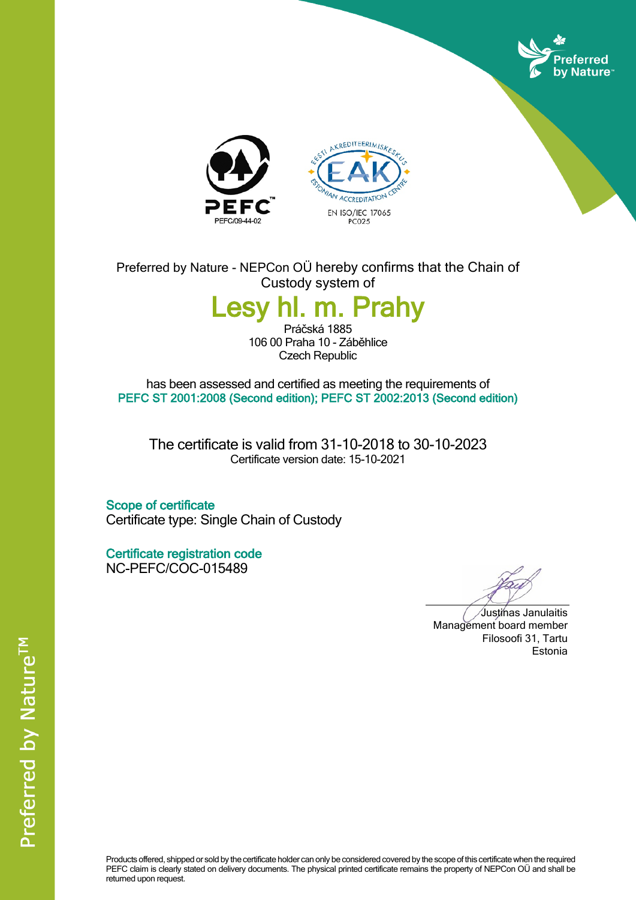PEFC/09-44-02

EN ISO/IEC 17065
PC025

Preferred by Nature - NEPCon OÜ hereby confirms that the Chain of Custody system of

# Lesy hl. m. Prahy

Práčská 1885
106 00 Praha 10 - Záběhlice
Czech Republic

has been assessed and certified as meeting the requirements of
**PEFC ST 2001:2008 (Second edition); PEFC ST 2002:2013 (Second edition)**

The certificate is valid from 31-10-2018 to 30-10-2023
Certificate version date: 15-10-2021

**Scope of certificate**
Certificate type: Single Chain of Custody

**Certificate registration code**
NC-PEFC/COC-015489

Justinas Janulaitis
Management board member
Filosoofi 31, Tartu
Estonia

Products offered, shipped or sold by the certificate holder can only be considered covered by the scope of this certificate when the required PEFC claim is clearly stated on delivery documents. The physical printed certificate remains the property of NEPCon OÜ and shall be returned upon request.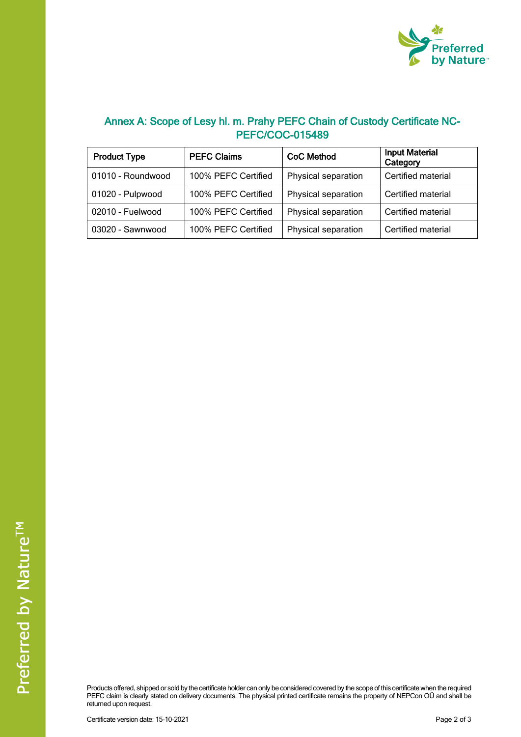## Annex A: Scope of Lesy hl. m. Prahy PEFC Chain of Custody Certificate NC-PEFC/COC-015489

| Product Type | PEFC Claims | CoC Method | Input Material Category |
|---|---|---|---|
| 01010 - Roundwood | 100% PEFC Certified | Physical separation | Certified material |
| 01020 - Pulpwood | 100% PEFC Certified | Physical separation | Certified material |
| 02010 - Fuelwood | 100% PEFC Certified | Physical separation | Certified material |
| 03020 - Sawnwood | 100% PEFC Certified | Physical separation | Certified material |

Products offered, shipped or sold by the certificate holder can only be considered covered by the scope of this certificate when the required PEFC claim is clearly stated on delivery documents. The physical printed certificate remains the property of NEPCon OÜ and shall be returned upon request.

Certificate version date: 15-10-2021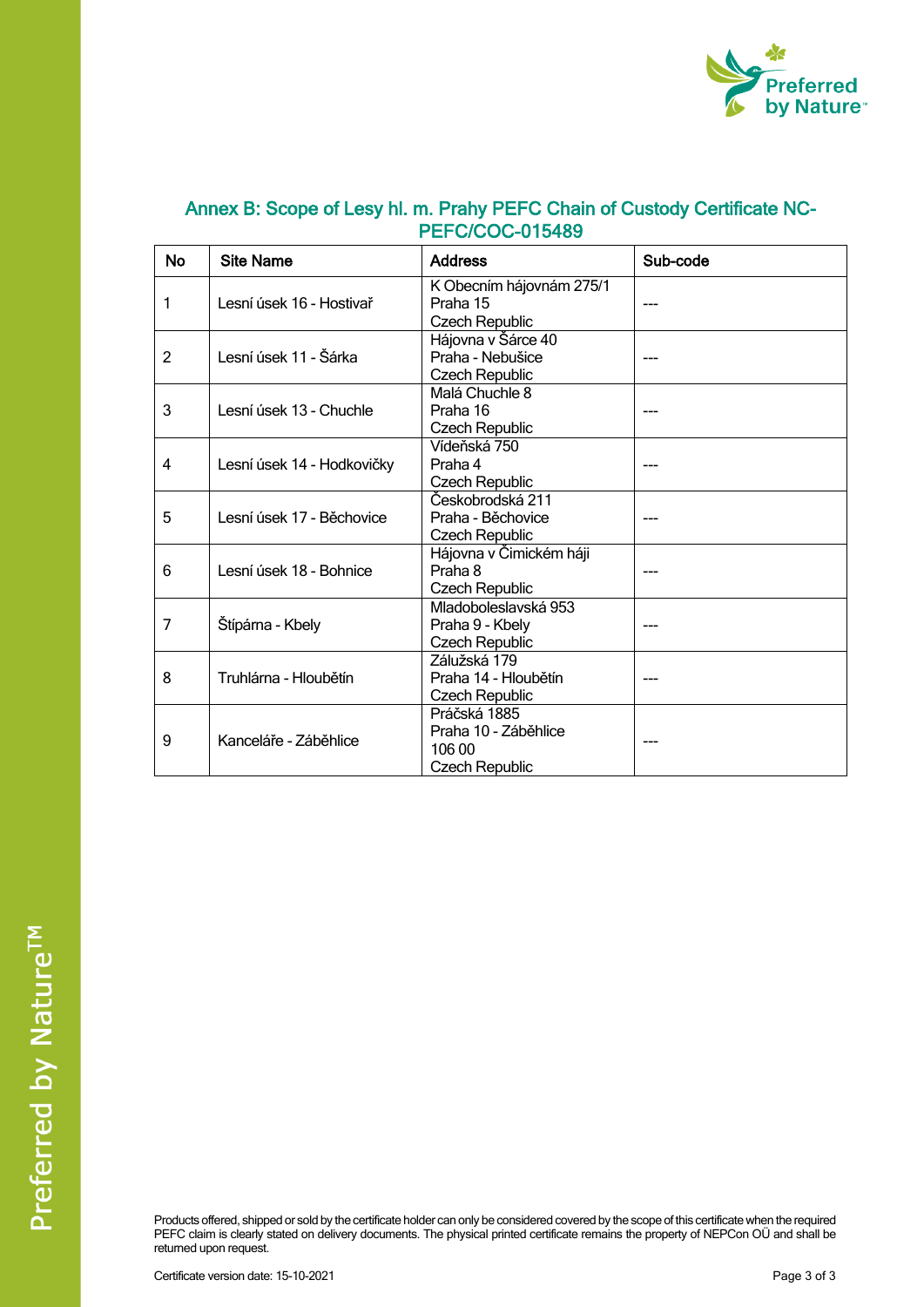## Annex B: Scope of Lesy hl. m. Prahy PEFC Chain of Custody Certificate NC-PEFC/COC-015489

| No | Site Name | Address | Sub-code |
|---|---|---|---|
| 1 | Lesní úsek 16 - Hostivař | K Obecním hájovnám 275/1<br>Praha 15<br>Czech Republic | --- |
| 2 | Lesní úsek 11 - Šárka | Hájovna v Šárce 40<br>Praha - Nebušice<br>Czech Republic | --- |
| 3 | Lesní úsek 13 - Chuchle | Malá Chuchle 8<br>Praha 16<br>Czech Republic | --- |
| 4 | Lesní úsek 14 - Hodkovičky | Vídeňská 750<br>Praha 4<br>Czech Republic | --- |
| 5 | Lesní úsek 17 - Běchovice | Českobrodská 211<br>Praha - Běchovice<br>Czech Republic | --- |
| 6 | Lesní úsek 18 - Bohnice | Hájovna v Čimickém háji<br>Praha 8<br>Czech Republic | --- |
| 7 | Štípárna - Kbely | Mladoboleslavská 953<br>Praha 9 - Kbely<br>Czech Republic | --- |
| 8 | Truhlárna - Hloubětín | Zálužská 179<br>Praha 14 - Hloubětín<br>Czech Republic | --- |
| 9 | Kanceláře - Záběhlice | Práčská 1885<br>Praha 10 - Záběhlice<br>106 00<br>Czech Republic | --- |

Products offered, shipped or sold by the certificate holder can only be considered covered by the scope of this certificate when the required PEFC claim is clearly stated on delivery documents. The physical printed certificate remains the property of NEPCon OÜ and shall be returned upon request.

Certificate version date: 15-10-2021